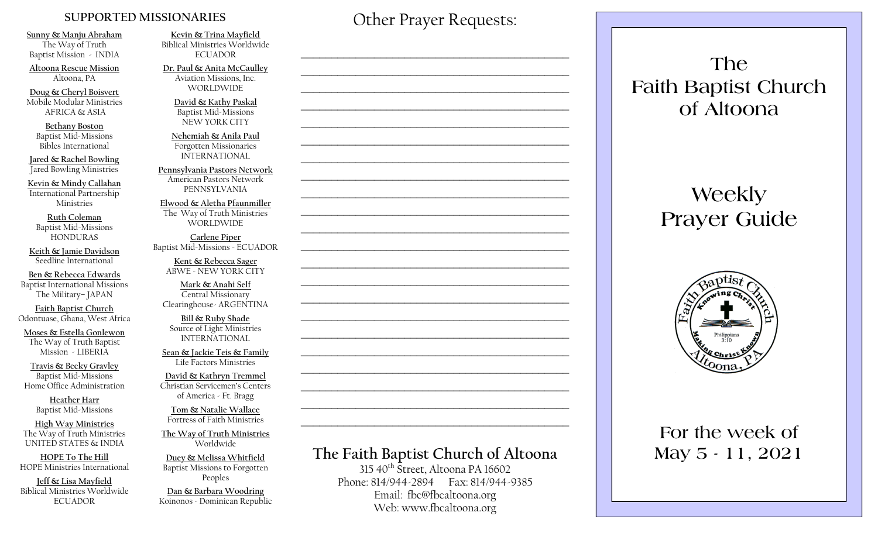## SUPPORTED MISSIONARIES

**Sunny & Manju Abraham**
The Way of Truth Baptist Mission - INDIA

**Altoona Rescue Mission**
Altoona, PA

**Doug & Cheryl Boisvert**
Mobile Modular Ministries
AFRICA & ASIA

**Bethany Boston**
Baptist Mid-Missions
Bibles International

**Jared & Rachel Bowling**
Jared Bowling Ministries

**Kevin & Mindy Callahan**
International Partnership Ministries

**Ruth Coleman**
Baptist Mid-Missions
HONDURAS

**Keith & Jamie Davidson**
Seedline International

**Ben & Rebecca Edwards**
Baptist International Missions
The Military– JAPAN

**Faith Baptist Church**
Odontuase, Ghana, West Africa

**Moses & Estella Gonlewon**
The Way of Truth Baptist Mission - LIBERIA

**Travis & Becky Gravley**
Baptist Mid-Missions
Home Office Administration

**Heather Harr**
Baptist Mid-Missions

**High Way Ministries**
The Way of Truth Ministries
UNITED STATES & INDIA

**HOPE To The Hill**
HOPE Ministries International

**Jeff & Lisa Mayfield**
Biblical Ministries Worldwide
ECUADOR

**Kevin & Trina Mayfield**
Biblical Ministries Worldwide
ECUADOR

**Dr. Paul & Anita McCaulley**
Aviation Missions, Inc.
WORLDWIDE

**David & Kathy Paskal**
Baptist Mid-Missions
NEW YORK CITY

**Nehemiah & Anila Paul**
Forgotten Missionaries
INTERNATIONAL

**Pennsylvania Pastors Network**
American Pastors Network
PENNSYLVANIA

**Elwood & Aletha Pfaunmiller**
The Way of Truth Ministries
WORLDWIDE

**Carlene Piper**
Baptist Mid-Missions - ECUADOR

**Kent & Rebecca Sager**
ABWE - NEW YORK CITY

**Mark & Anahi Self**
Central Missionary Clearinghouse- ARGENTINA

**Bill & Ruby Shade**
Source of Light Ministries
INTERNATIONAL

**Sean & Jackie Teis & Family**
Life Factors Ministries

**David & Kathryn Tremmel**
Christian Servicemen's Centers of America - Ft. Bragg

**Tom & Natalie Wallace**
Fortress of Faith Ministries

**The Way of Truth Ministries**
Worldwide

**Duey & Melissa Whitfield**
Baptist Missions to Forgotten Peoples

**Dan & Barbara Woodring**
Koinonos - Dominican Republic

## Other Prayer Requests:

______________________________________________

______________________________________________

______________________________________________

______________________________________________

______________________________________________

______________________________________________

______________________________________________

______________________________________________

______________________________________________

______________________________________________

______________________________________________

______________________________________________

______________________________________________

______________________________________________

______________________________________________

______________________________________________

______________________________________________

______________________________________________

______________________________________________

______________________________________________

______________________________________________

______________________________________________

## The Faith Baptist Church of Altoona

315 40th Street, Altoona PA 16602
Phone: 814/944-2894 Fax: 814/944-9385
Email: fbc@fbcaltoona.org
Web: www.fbcaltoona.org

# The Faith Baptist Church of Altoona

# Weekly Prayer Guide

Faith Baptist Church
Knowing Christ
Philippians 3:10
Making Christ Known
Altoona, PA

## For the week of May 5 - 11, 2021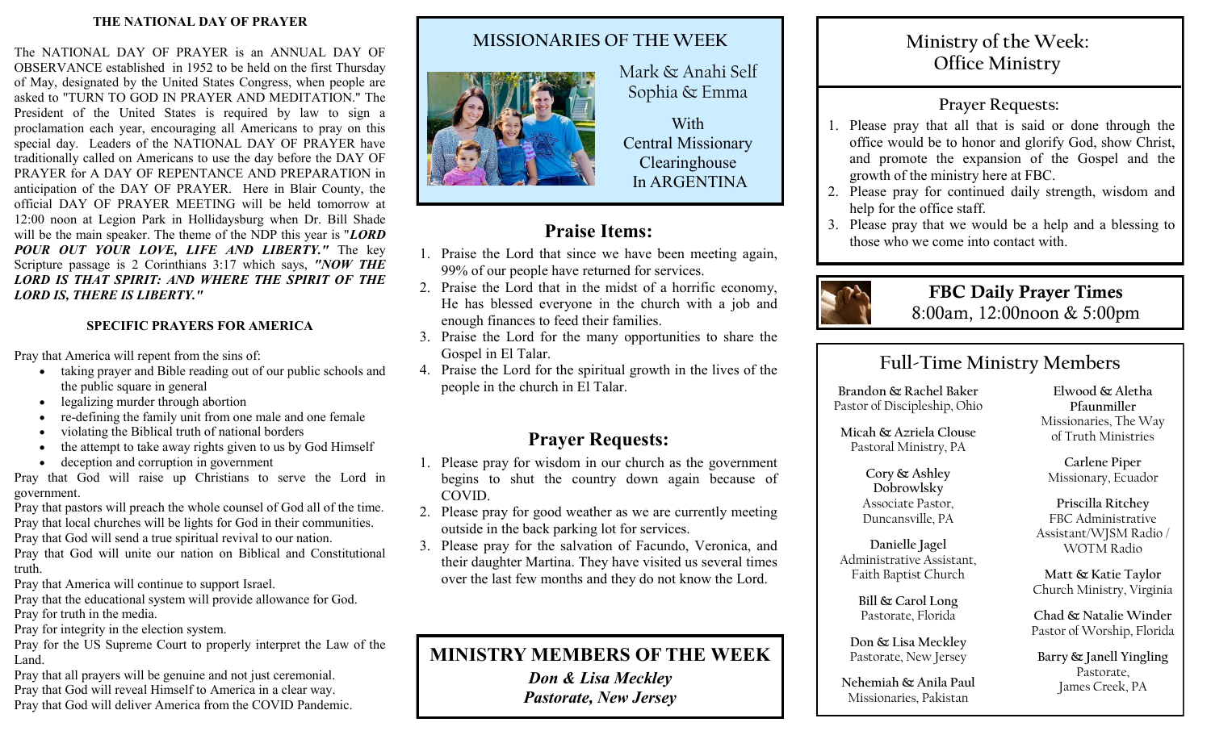## THE NATIONAL DAY OF PRAYER

The NATIONAL DAY OF PRAYER is an ANNUAL DAY OF OBSERVANCE established in 1952 to be held on the first Thursday of May, designated by the United States Congress, when people are asked to "TURN TO GOD IN PRAYER AND MEDITATION." The President of the United States is required by law to sign a proclamation each year, encouraging all Americans to pray on this special day. Leaders of the NATIONAL DAY OF PRAYER have traditionally called on Americans to use the day before the DAY OF PRAYER for A DAY OF REPENTANCE AND PREPARATION in anticipation of the DAY OF PRAYER. Here in Blair County, the official DAY OF PRAYER MEETING will be held tomorrow at 12:00 noon at Legion Park in Hollidaysburg when Dr. Bill Shade will be the main speaker. The theme of the NDP this year is "***LORD POUR OUT YOUR LOVE, LIFE AND LIBERTY."*** The key Scripture passage is 2 Corinthians 3:17 which says, ***"NOW THE LORD IS THAT SPIRIT: AND WHERE THE SPIRIT OF THE LORD IS, THERE IS LIBERTY."***

### SPECIFIC PRAYERS FOR AMERICA

Pray that America will repent from the sins of:

- taking prayer and Bible reading out of our public schools and the public square in general
- legalizing murder through abortion
- re-defining the family unit from one male and one female
- violating the Biblical truth of national borders
- the attempt to take away rights given to us by God Himself
- deception and corruption in government

Pray that God will raise up Christians to serve the Lord in government.
Pray that pastors will preach the whole counsel of God all of the time.
Pray that local churches will be lights for God in their communities.
Pray that God will send a true spiritual revival to our nation.
Pray that God will unite our nation on Biblical and Constitutional truth.
Pray that America will continue to support Israel.
Pray that the educational system will provide allowance for God.
Pray for truth in the media.
Pray for integrity in the election system.
Pray for the US Supreme Court to properly interpret the Law of the Land.
Pray that all prayers will be genuine and not just ceremonial.
Pray that God will reveal Himself to America in a clear way.
Pray that God will deliver America from the COVID Pandemic.

## MISSIONARIES OF THE WEEK

Mark & Anahi Self
Sophia & Emma

With
Central Missionary Clearinghouse
In ARGENTINA

### Praise Items:

1. Praise the Lord that since we have been meeting again, 99% of our people have returned for services.
2. Praise the Lord that in the midst of a horrific economy, He has blessed everyone in the church with a job and enough finances to feed their families.
3. Praise the Lord for the many opportunities to share the Gospel in El Talar.
4. Praise the Lord for the spiritual growth in the lives of the people in the church in El Talar.

### Prayer Requests:

1. Please pray for wisdom in our church as the government begins to shut the country down again because of COVID.
2. Please pray for good weather as we are currently meeting outside in the back parking lot for services.
3. Please pray for the salvation of Facundo, Veronica, and their daughter Martina. They have visited us several times over the last few months and they do not know the Lord.

## MINISTRY MEMBERS OF THE WEEK

***Don & Lisa Meckley***
***Pastorate, New Jersey***

## Ministry of the Week: Office Ministry

### Prayer Requests:

1. Please pray that all that is said or done through the office would be to honor and glorify God, show Christ, and promote the expansion of the Gospel and the growth of the ministry here at FBC.
2. Please pray for continued daily strength, wisdom and help for the office staff.
3. Please pray that we would be a help and a blessing to those who we come into contact with.

## FBC Daily Prayer Times

8:00am, 12:00noon & 5:00pm

## Full-Time Ministry Members

**Brandon & Rachel Baker**
Pastor of Discipleship, Ohio

**Micah & Azriela Clouse**
Pastoral Ministry, PA

**Cory & Ashley Dobrowlsky**
Associate Pastor, Duncansville, PA

**Danielle Jagel**
Administrative Assistant, Faith Baptist Church

**Bill & Carol Long**
Pastorate, Florida

**Don & Lisa Meckley**
Pastorate, New Jersey

**Nehemiah & Anila Paul**
Missionaries, Pakistan

**Elwood & Aletha Pfaunmiller**
Missionaries, The Way of Truth Ministries

**Carlene Piper**
Missionary, Ecuador

**Priscilla Ritchey**
FBC Administrative Assistant/WJSM Radio / WOTM Radio

**Matt & Katie Taylor**
Church Ministry, Virginia

**Chad & Natalie Winder**
Pastor of Worship, Florida

**Barry & Janell Yingling**
Pastorate, James Creek, PA